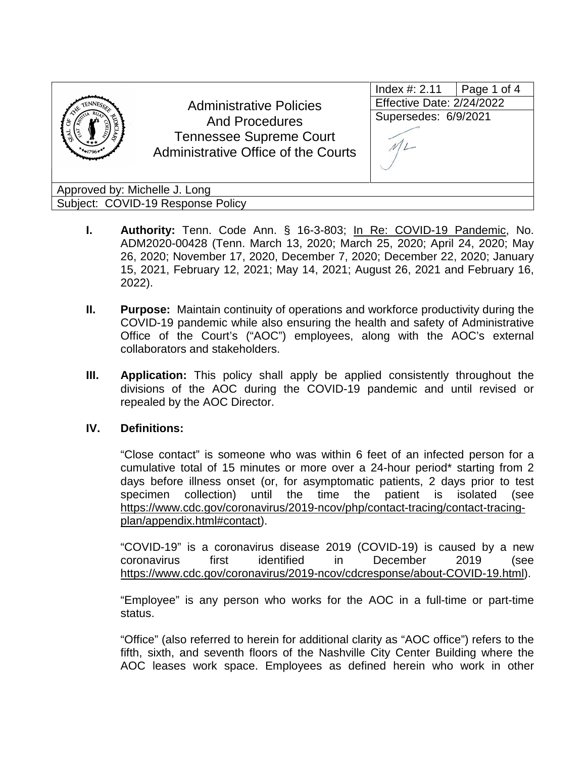| Administrative Policies And Procedures Tennessee Supreme Court Administrative Office of the Courts | Index #: 2.11 | Page 1 of 4 |
|---|---|---|
| | Effective Date: 2/24/2022 | |
| | Supersedes: 6/9/2021 | |
| Approved by: Michelle J. Long | | |
| Subject: COVID-19 Response Policy | | |

**I. Authority:** Tenn. Code Ann. § 16-3-803; In Re: COVID-19 Pandemic, No. ADM2020-00428 (Tenn. March 13, 2020; March 25, 2020; April 24, 2020; May 26, 2020; November 17, 2020, December 7, 2020; December 22, 2020; January 15, 2021, February 12, 2021; May 14, 2021; August 26, 2021 and February 16, 2022).

**II. Purpose:** Maintain continuity of operations and workforce productivity during the COVID-19 pandemic while also ensuring the health and safety of Administrative Office of the Court's ("AOC") employees, along with the AOC's external collaborators and stakeholders.

**III. Application:** This policy shall apply be applied consistently throughout the divisions of the AOC during the COVID-19 pandemic and until revised or repealed by the AOC Director.

**IV. Definitions:**

"Close contact" is someone who was within 6 feet of an infected person for a cumulative total of 15 minutes or more over a 24-hour period* starting from 2 days before illness onset (or, for asymptomatic patients, 2 days prior to test specimen collection) until the time the patient is isolated (see https://www.cdc.gov/coronavirus/2019-ncov/php/contact-tracing/contact-tracing-plan/appendix.html#contact).

"COVID-19" is a coronavirus disease 2019 (COVID-19) is caused by a new coronavirus first identified in December 2019 (see https://www.cdc.gov/coronavirus/2019-ncov/cdcresponse/about-COVID-19.html).

"Employee" is any person who works for the AOC in a full-time or part-time status.

"Office" (also referred to herein for additional clarity as "AOC office") refers to the fifth, sixth, and seventh floors of the Nashville City Center Building where the AOC leases work space. Employees as defined herein who work in other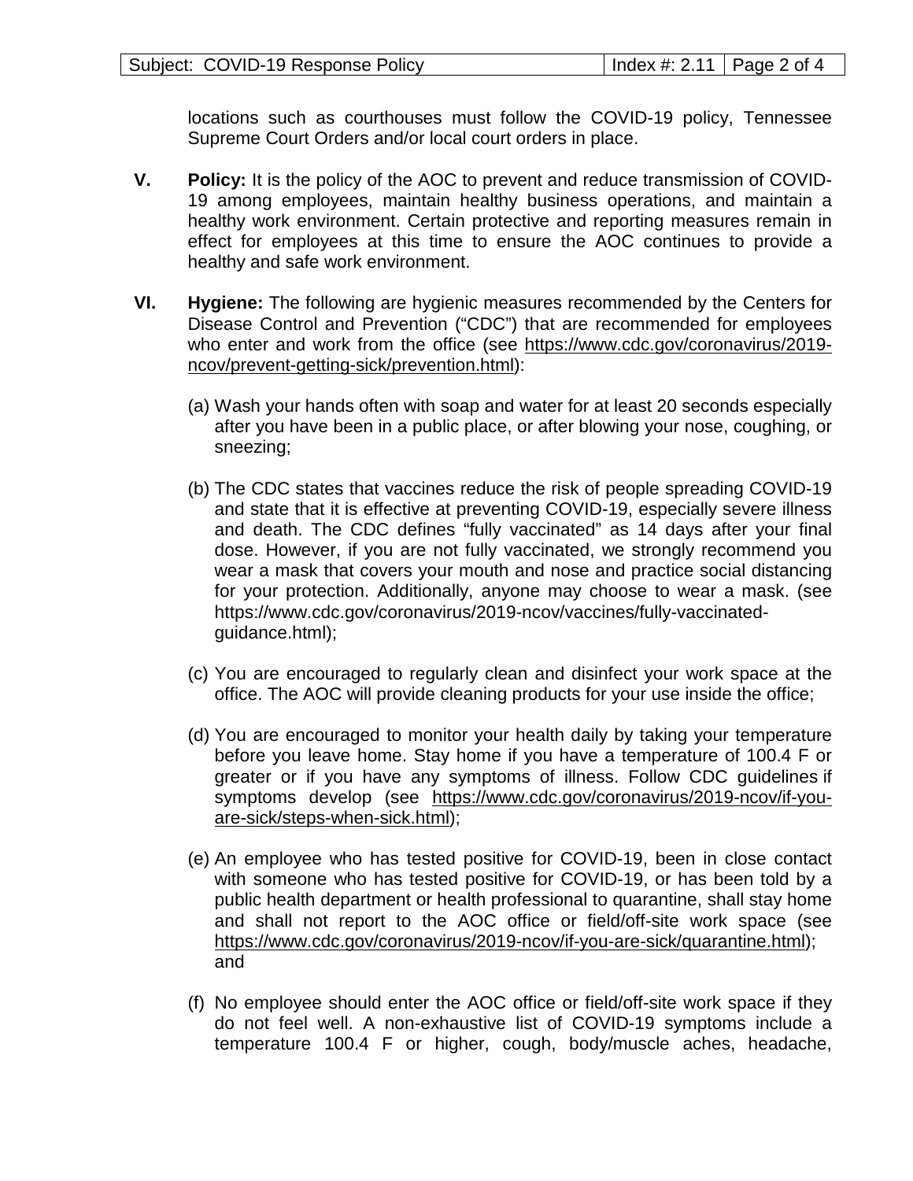locations such as courthouses must follow the COVID-19 policy, Tennessee Supreme Court Orders and/or local court orders in place.

**V. Policy:** It is the policy of the AOC to prevent and reduce transmission of COVID-19 among employees, maintain healthy business operations, and maintain a healthy work environment. Certain protective and reporting measures remain in effect for employees at this time to ensure the AOC continues to provide a healthy and safe work environment.

**VI. Hygiene:** The following are hygienic measures recommended by the Centers for Disease Control and Prevention ("CDC") that are recommended for employees who enter and work from the office (see https://www.cdc.gov/coronavirus/2019-ncov/prevent-getting-sick/prevention.html):

(a) Wash your hands often with soap and water for at least 20 seconds especially after you have been in a public place, or after blowing your nose, coughing, or sneezing;

(b) The CDC states that vaccines reduce the risk of people spreading COVID-19 and state that it is effective at preventing COVID-19, especially severe illness and death. The CDC defines "fully vaccinated" as 14 days after your final dose. However, if you are not fully vaccinated, we strongly recommend you wear a mask that covers your mouth and nose and practice social distancing for your protection. Additionally, anyone may choose to wear a mask. (see https://www.cdc.gov/coronavirus/2019-ncov/vaccines/fully-vaccinated-guidance.html);

(c) You are encouraged to regularly clean and disinfect your work space at the office. The AOC will provide cleaning products for your use inside the office;

(d) You are encouraged to monitor your health daily by taking your temperature before you leave home. Stay home if you have a temperature of 100.4 F or greater or if you have any symptoms of illness. Follow CDC guidelines if symptoms develop (see https://www.cdc.gov/coronavirus/2019-ncov/if-you-are-sick/steps-when-sick.html);

(e) An employee who has tested positive for COVID-19, been in close contact with someone who has tested positive for COVID-19, or has been told by a public health department or health professional to quarantine, shall stay home and shall not report to the AOC office or field/off-site work space (see https://www.cdc.gov/coronavirus/2019-ncov/if-you-are-sick/quarantine.html); and

(f) No employee should enter the AOC office or field/off-site work space if they do not feel well. A non-exhaustive list of COVID-19 symptoms include a temperature 100.4 F or higher, cough, body/muscle aches, headache,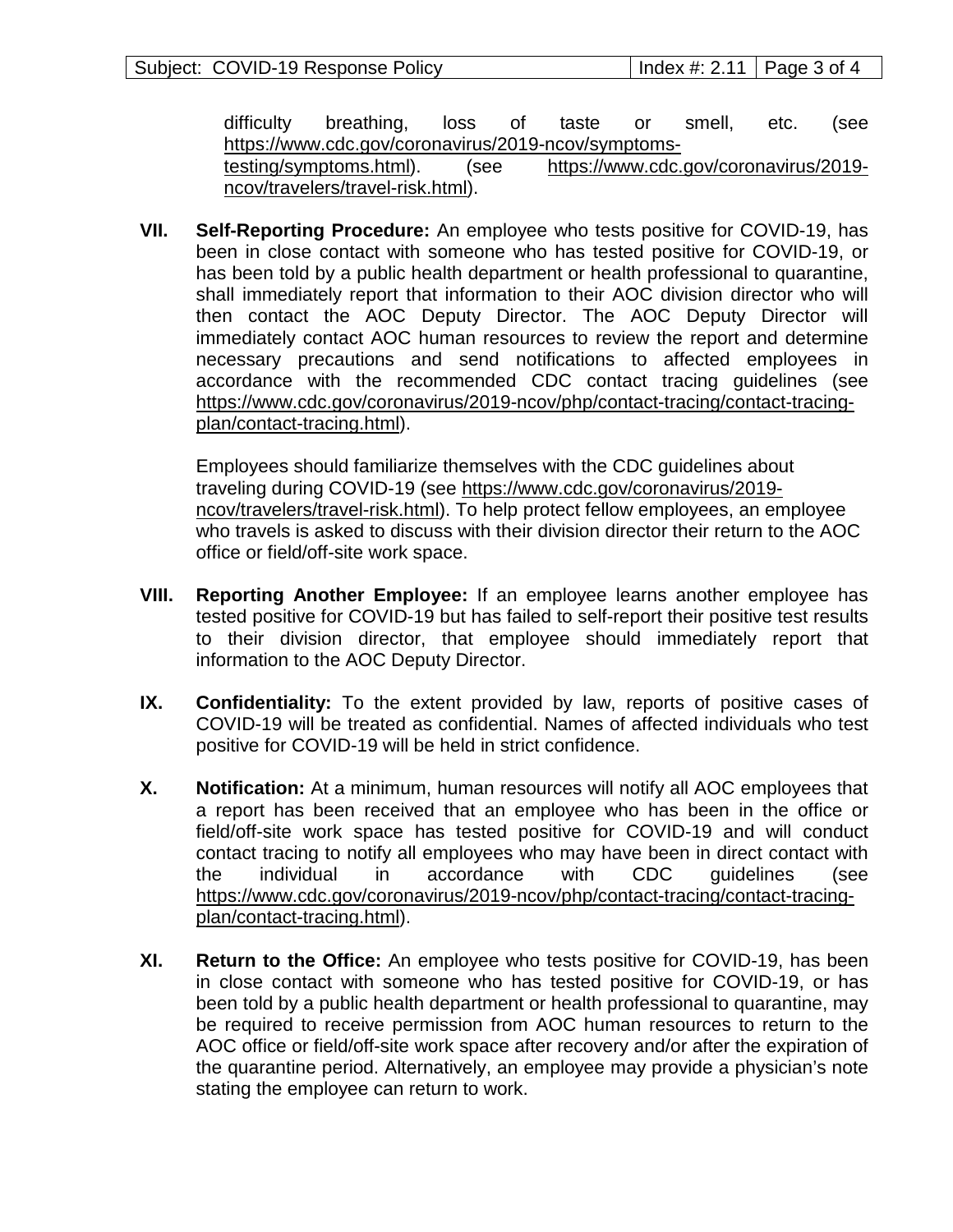difficulty breathing, loss of taste or smell, etc. (see https://www.cdc.gov/coronavirus/2019-ncov/symptoms-testing/symptoms.html). (see https://www.cdc.gov/coronavirus/2019-ncov/travelers/travel-risk.html).

**VII. Self-Reporting Procedure:** An employee who tests positive for COVID-19, has been in close contact with someone who has tested positive for COVID-19, or has been told by a public health department or health professional to quarantine, shall immediately report that information to their AOC division director who will then contact the AOC Deputy Director. The AOC Deputy Director will immediately contact AOC human resources to review the report and determine necessary precautions and send notifications to affected employees in accordance with the recommended CDC contact tracing guidelines (see https://www.cdc.gov/coronavirus/2019-ncov/php/contact-tracing/contact-tracing-plan/contact-tracing.html).

Employees should familiarize themselves with the CDC guidelines about traveling during COVID-19 (see https://www.cdc.gov/coronavirus/2019-ncov/travelers/travel-risk.html). To help protect fellow employees, an employee who travels is asked to discuss with their division director their return to the AOC office or field/off-site work space.

**VIII. Reporting Another Employee:** If an employee learns another employee has tested positive for COVID-19 but has failed to self-report their positive test results to their division director, that employee should immediately report that information to the AOC Deputy Director.

**IX. Confidentiality:** To the extent provided by law, reports of positive cases of COVID-19 will be treated as confidential. Names of affected individuals who test positive for COVID-19 will be held in strict confidence.

**X. Notification:** At a minimum, human resources will notify all AOC employees that a report has been received that an employee who has been in the office or field/off-site work space has tested positive for COVID-19 and will conduct contact tracing to notify all employees who may have been in direct contact with the individual in accordance with CDC guidelines (see https://www.cdc.gov/coronavirus/2019-ncov/php/contact-tracing/contact-tracing-plan/contact-tracing.html).

**XI. Return to the Office:** An employee who tests positive for COVID-19, has been in close contact with someone who has tested positive for COVID-19, or has been told by a public health department or health professional to quarantine, may be required to receive permission from AOC human resources to return to the AOC office or field/off-site work space after recovery and/or after the expiration of the quarantine period. Alternatively, an employee may provide a physician's note stating the employee can return to work.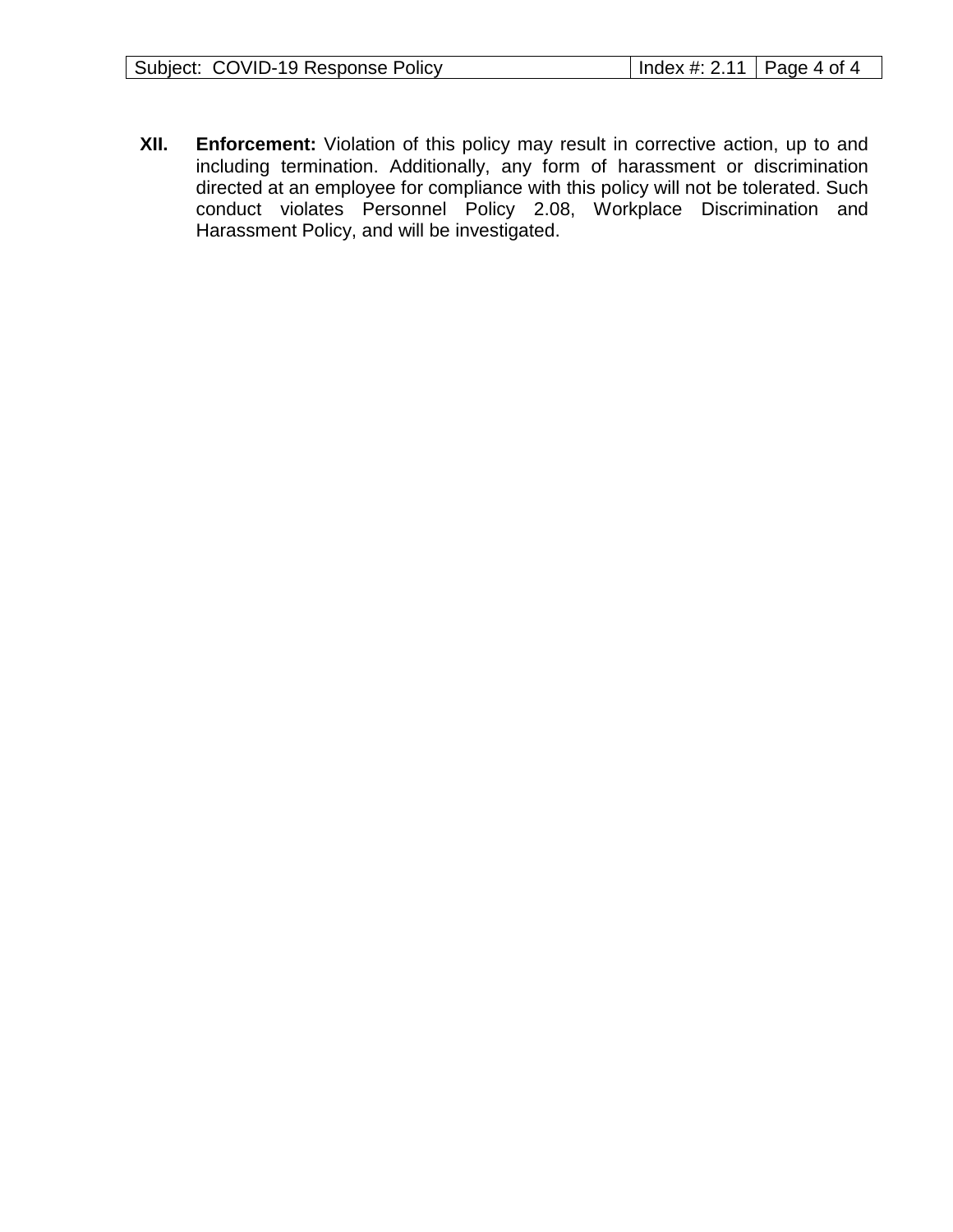**XII. Enforcement:** Violation of this policy may result in corrective action, up to and including termination. Additionally, any form of harassment or discrimination directed at an employee for compliance with this policy will not be tolerated. Such conduct violates Personnel Policy 2.08, Workplace Discrimination and Harassment Policy, and will be investigated.